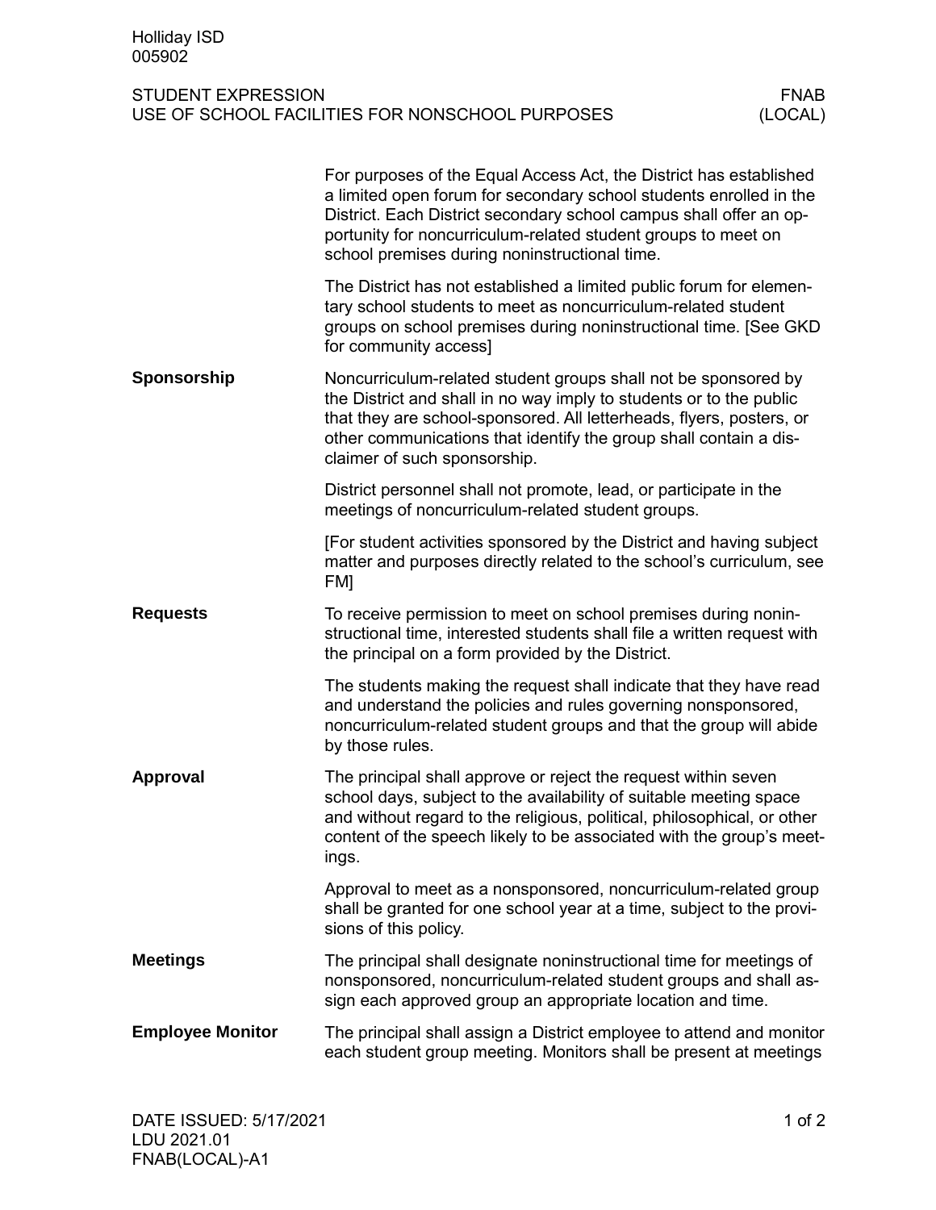Holliday ISD
005902

# STUDENT EXPRESSION
## USE OF SCHOOL FACILITIES FOR NONSCHOOL PURPOSES

FNAB (LOCAL)

For purposes of the Equal Access Act, the District has established a limited open forum for secondary school students enrolled in the District. Each District secondary school campus shall offer an opportunity for noncurriculum-related student groups to meet on school premises during noninstructional time.

The District has not established a limited public forum for elementary school students to meet as noncurriculum-related student groups on school premises during noninstructional time. [See GKD for community access]

### Sponsorship

Noncurriculum-related student groups shall not be sponsored by the District and shall in no way imply to students or to the public that they are school-sponsored. All letterheads, flyers, posters, or other communications that identify the group shall contain a disclaimer of such sponsorship.

District personnel shall not promote, lead, or participate in the meetings of noncurriculum-related student groups.

[For student activities sponsored by the District and having subject matter and purposes directly related to the school's curriculum, see FM]

### Requests

To receive permission to meet on school premises during noninstructional time, interested students shall file a written request with the principal on a form provided by the District.

The students making the request shall indicate that they have read and understand the policies and rules governing nonsponsored, noncurriculum-related student groups and that the group will abide by those rules.

### Approval

The principal shall approve or reject the request within seven school days, subject to the availability of suitable meeting space and without regard to the religious, political, philosophical, or other content of the speech likely to be associated with the group's meetings.

Approval to meet as a nonsponsored, noncurriculum-related group shall be granted for one school year at a time, subject to the provisions of this policy.

### Meetings

The principal shall designate noninstructional time for meetings of nonsponsored, noncurriculum-related student groups and shall assign each approved group an appropriate location and time.

### Employee Monitor

The principal shall assign a District employee to attend and monitor each student group meeting. Monitors shall be present at meetings

DATE ISSUED: 5/17/2021
LDU 2021.01
FNAB(LOCAL)-A1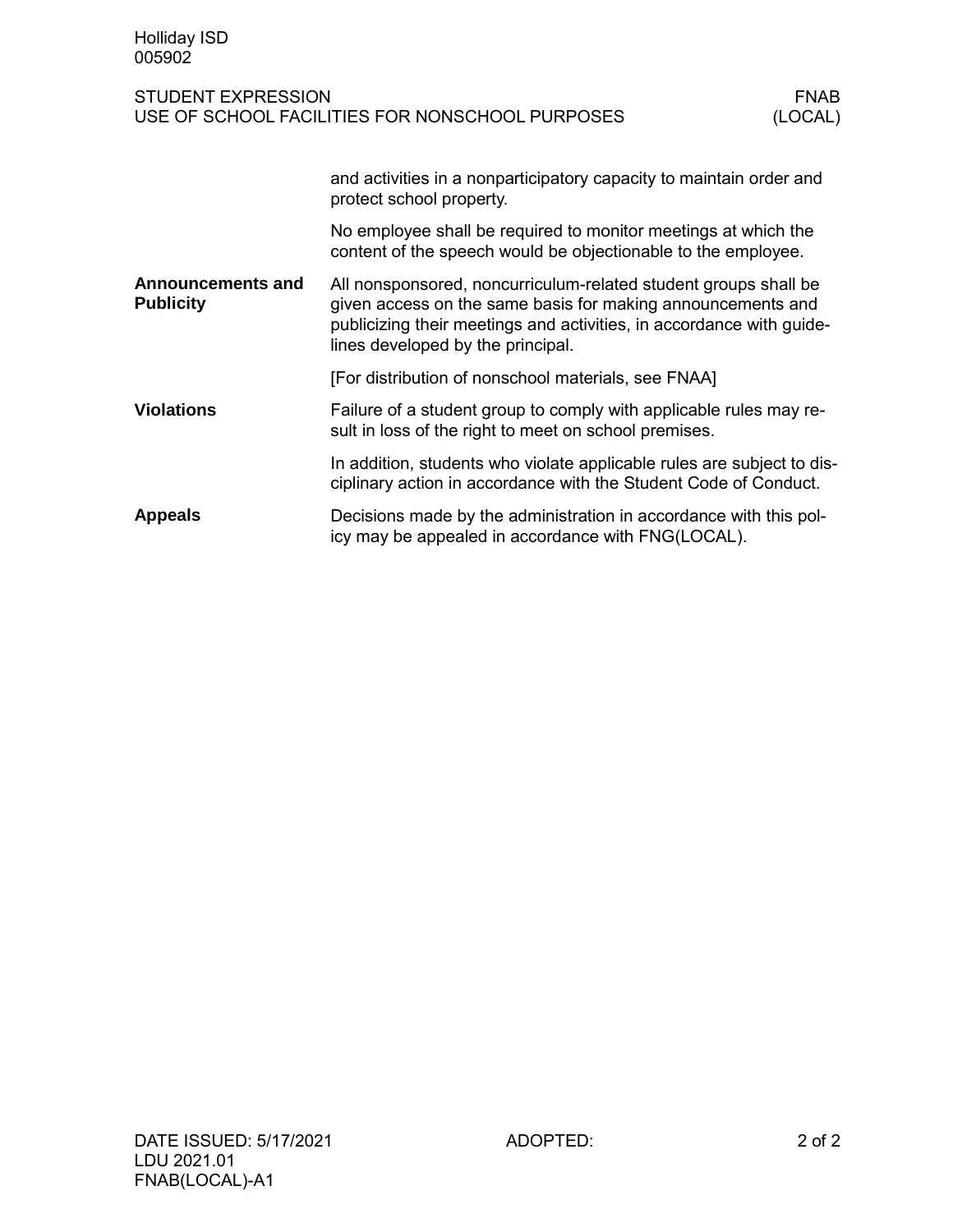and activities in a nonparticipatory capacity to maintain order and protect school property.

No employee shall be required to monitor meetings at which the content of the speech would be objectionable to the employee.

**Announcements and Publicity**

All nonsponsored, noncurriculum-related student groups shall be given access on the same basis for making announcements and publicizing their meetings and activities, in accordance with guidelines developed by the principal.

[For distribution of nonschool materials, see FNAA]

**Violations**

Failure of a student group to comply with applicable rules may result in loss of the right to meet on school premises.

In addition, students who violate applicable rules are subject to disciplinary action in accordance with the Student Code of Conduct.

**Appeals**

Decisions made by the administration in accordance with this policy may be appealed in accordance with FNG(LOCAL).